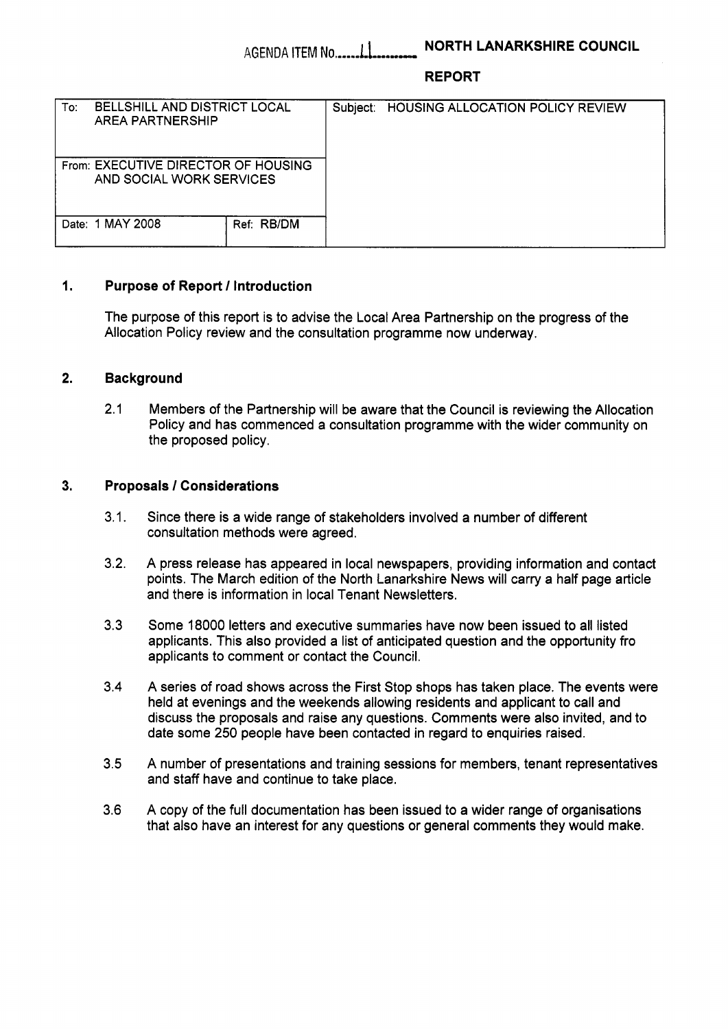AGENDA ITEM No. 11 **NORTH LANARKSHIRE COUNCIL**

**REPORT**

| To: BELLSHILL AND DISTRICT LOCAL AREA PARTNERSHIP | | Subject: HOUSING ALLOCATION POLICY REVIEW |
|---|---|---|
| From: EXECUTIVE DIRECTOR OF HOUSING AND SOCIAL WORK SERVICES | | |
| Date: 1 MAY 2008 | Ref: RB/DM | |

## 1. Purpose of Report / Introduction

The purpose of this report is to advise the Local Area Partnership on the progress of the Allocation Policy review and the consultation programme now underway.

## 2. Background

2.1 Members of the Partnership will be aware that the Council is reviewing the Allocation Policy and has commenced a consultation programme with the wider community on the proposed policy.

## 3. Proposals / Considerations

3.1. Since there is a wide range of stakeholders involved a number of different consultation methods were agreed.

3.2. A press release has appeared in local newspapers, providing information and contact points. The March edition of the North Lanarkshire News will carry a half page article and there is information in local Tenant Newsletters.

3.3 Some 18000 letters and executive summaries have now been issued to all listed applicants. This also provided a list of anticipated question and the opportunity fro applicants to comment or contact the Council.

3.4 A series of road shows across the First Stop shops has taken place. The events were held at evenings and the weekends allowing residents and applicant to call and discuss the proposals and raise any questions. Comments were also invited, and to date some 250 people have been contacted in regard to enquiries raised.

3.5 A number of presentations and training sessions for members, tenant representatives and staff have and continue to take place.

3.6 A copy of the full documentation has been issued to a wider range of organisations that also have an interest for any questions or general comments they would make.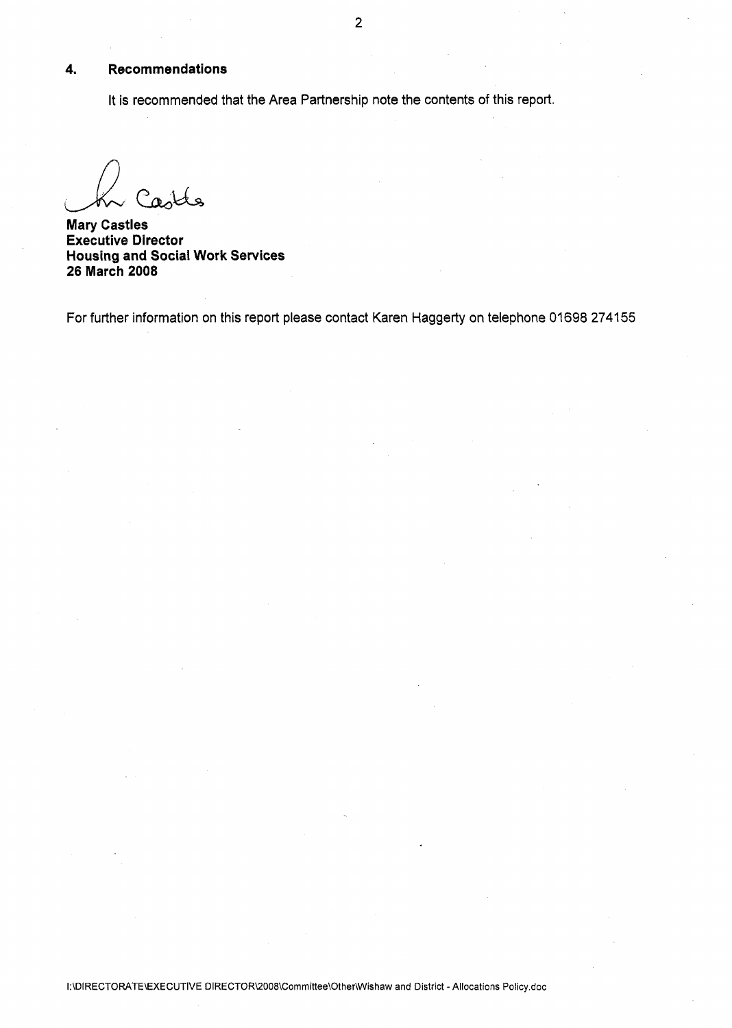## 4. Recommendations

It is recommended that the Area Partnership note the contents of this report.

**Mary Castles**
**Executive Director**
**Housing and Social Work Services**
**26 March 2008**

For further information on this report please contact Karen Haggerty on telephone 01698 274155

I:\DIRECTORATE\EXECUTIVE DIRECTOR\2008\Committee\Other\Wishaw and District - Allocations Policy.doc